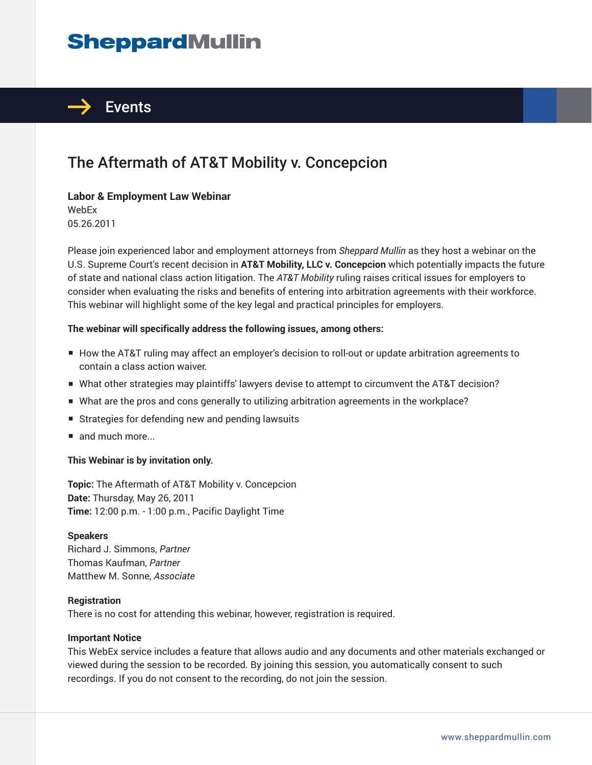# SheppardMullin

## Events

# The Aftermath of AT&T Mobility v. Concepcion

**Labor & Employment Law Webinar**
WebEx
05.26.2011

Please join experienced labor and employment attorneys from *Sheppard Mullin* as they host a webinar on the U.S. Supreme Court's recent decision in **AT&T Mobility, LLC v. Concepcion** which potentially impacts the future of state and national class action litigation. The *AT&T Mobility* ruling raises critical issues for employers to consider when evaluating the risks and benefits of entering into arbitration agreements with their workforce. This webinar will highlight some of the key legal and practical principles for employers.

**The webinar will specifically address the following issues, among others:**

- How the AT&T ruling may affect an employer's decision to roll-out or update arbitration agreements to contain a class action waiver.
- What other strategies may plaintiffs' lawyers devise to attempt to circumvent the AT&T decision?
- What are the pros and cons generally to utilizing arbitration agreements in the workplace?
- Strategies for defending new and pending lawsuits
- and much more...

**This Webinar is by invitation only.**

**Topic:** The Aftermath of AT&T Mobility v. Concepcion
**Date:** Thursday, May 26, 2011
**Time:** 12:00 p.m. - 1:00 p.m., Pacific Daylight Time

**Speakers**
Richard J. Simmons, *Partner*
Thomas Kaufman, *Partner*
Matthew M. Sonne, *Associate*

**Registration**
There is no cost for attending this webinar, however, registration is required.

**Important Notice**
This WebEx service includes a feature that allows audio and any documents and other materials exchanged or viewed during the session to be recorded. By joining this session, you automatically consent to such recordings. If you do not consent to the recording, do not join the session.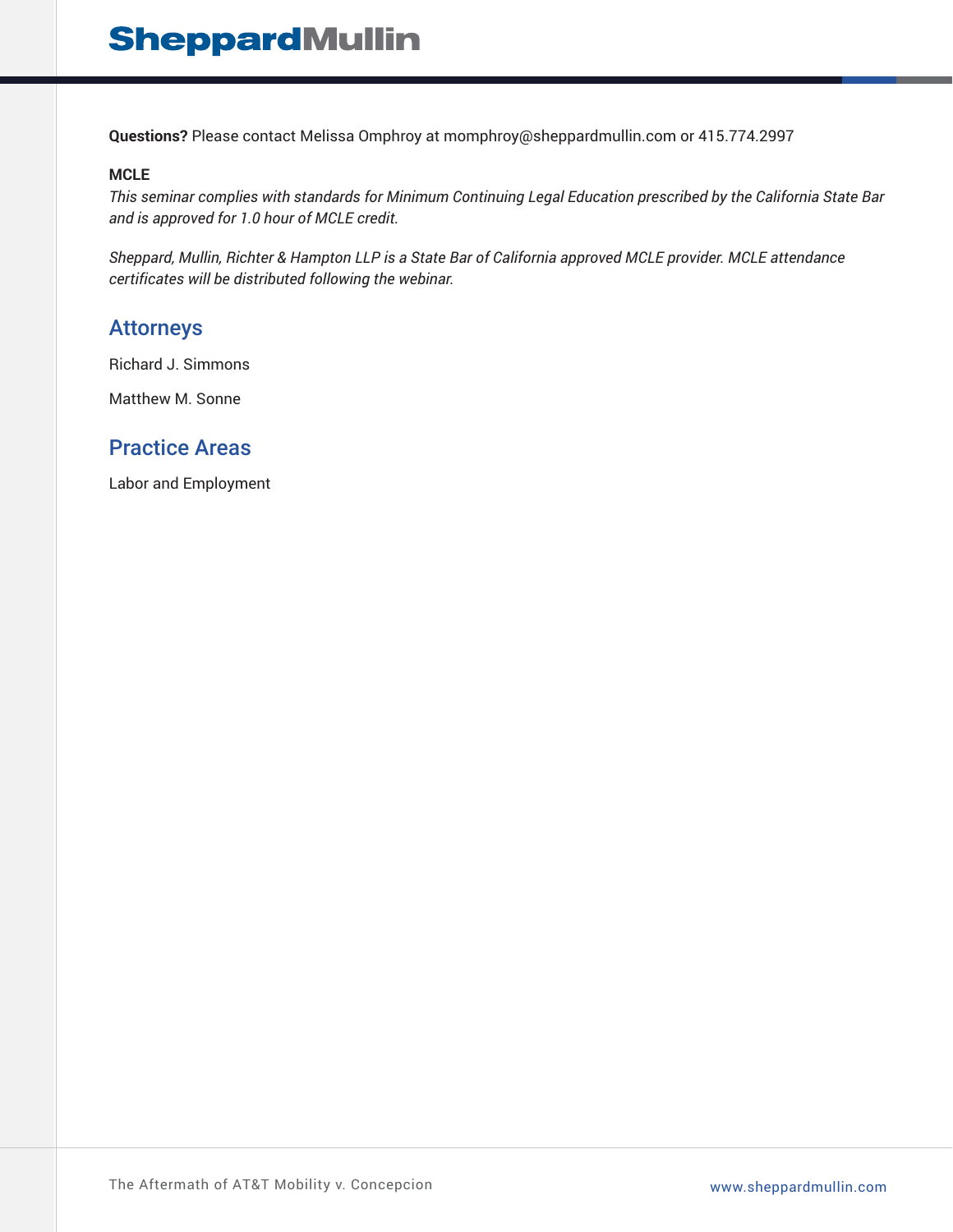**Questions?** Please contact Melissa Omphroy at momphroy@sheppardmullin.com or 415.774.2997

**MCLE**

*This seminar complies with standards for Minimum Continuing Legal Education prescribed by the California State Bar and is approved for 1.0 hour of MCLE credit.*

*Sheppard, Mullin, Richter & Hampton LLP is a State Bar of California approved MCLE provider. MCLE attendance certificates will be distributed following the webinar.*

## Attorneys

Richard J. Simmons

Matthew M. Sonne

## Practice Areas

Labor and Employment